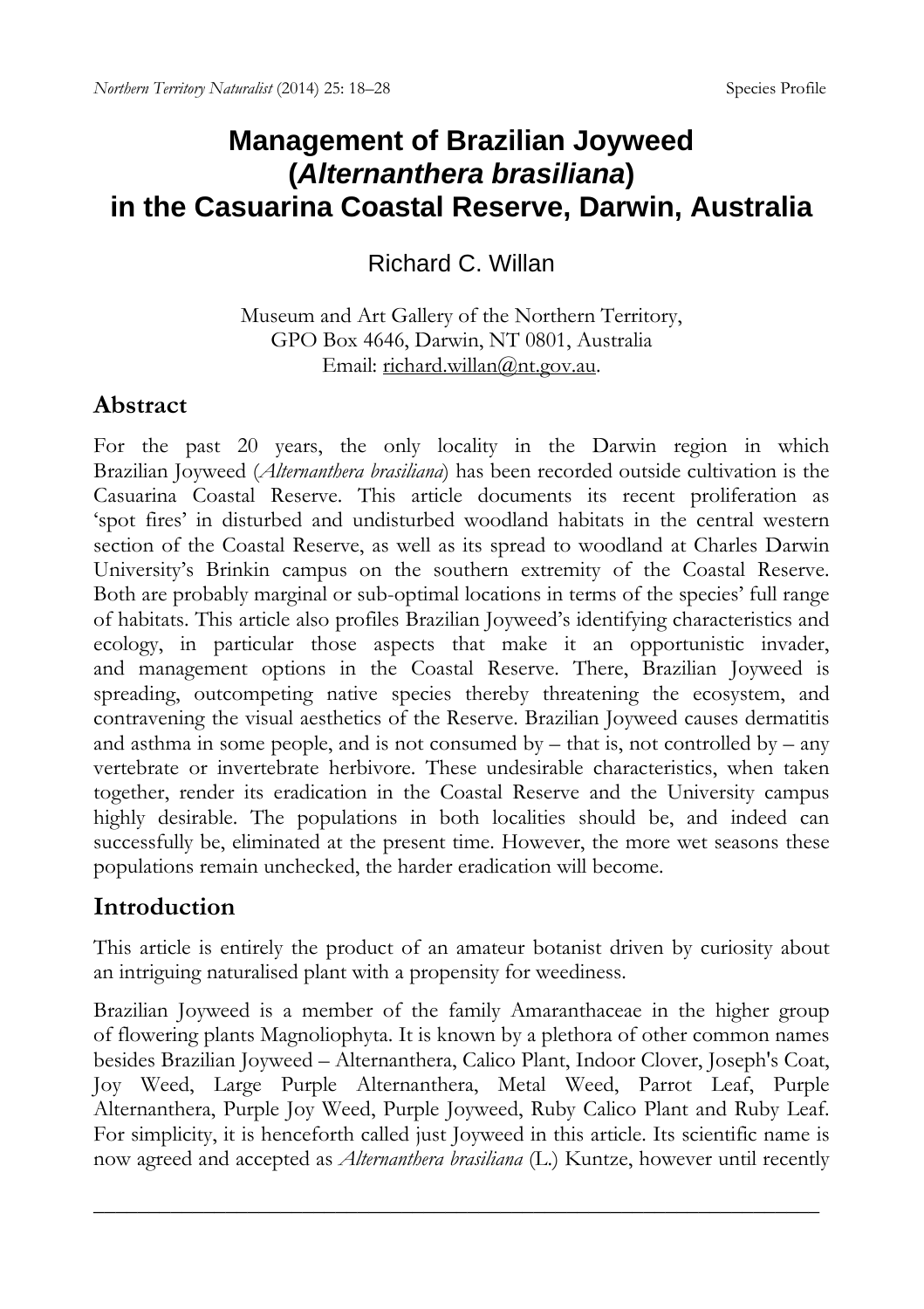# Management of Brazilian Joyweed (*Alternanthera brasiliana*) in the Casuarina Coastal Reserve, Darwin, Australia

Richard C. Willan

Museum and Art Gallery of the Northern Territory,
GPO Box 4646, Darwin, NT 0801, Australia
Email: richard.willan@nt.gov.au.

## Abstract

For the past 20 years, the only locality in the Darwin region in which Brazilian Joyweed (*Alternanthera brasiliana*) has been recorded outside cultivation is the Casuarina Coastal Reserve. This article documents its recent proliferation as 'spot fires' in disturbed and undisturbed woodland habitats in the central western section of the Coastal Reserve, as well as its spread to woodland at Charles Darwin University's Brinkin campus on the southern extremity of the Coastal Reserve. Both are probably marginal or sub-optimal locations in terms of the species' full range of habitats. This article also profiles Brazilian Joyweed's identifying characteristics and ecology, in particular those aspects that make it an opportunistic invader, and management options in the Coastal Reserve. There, Brazilian Joyweed is spreading, outcompeting native species thereby threatening the ecosystem, and contravening the visual aesthetics of the Reserve. Brazilian Joyweed causes dermatitis and asthma in some people, and is not consumed by – that is, not controlled by – any vertebrate or invertebrate herbivore. These undesirable characteristics, when taken together, render its eradication in the Coastal Reserve and the University campus highly desirable. The populations in both localities should be, and indeed can successfully be, eliminated at the present time. However, the more wet seasons these populations remain unchecked, the harder eradication will become.

## Introduction

This article is entirely the product of an amateur botanist driven by curiosity about an intriguing naturalised plant with a propensity for weediness.

Brazilian Joyweed is a member of the family Amaranthaceae in the higher group of flowering plants Magnoliophyta. It is known by a plethora of other common names besides Brazilian Joyweed – Alternanthera, Calico Plant, Indoor Clover, Joseph's Coat, Joy Weed, Large Purple Alternanthera, Metal Weed, Parrot Leaf, Purple Alternanthera, Purple Joy Weed, Purple Joyweed, Ruby Calico Plant and Ruby Leaf. For simplicity, it is henceforth called just Joyweed in this article. Its scientific name is now agreed and accepted as *Alternanthera brasiliana* (L.) Kuntze, however until recently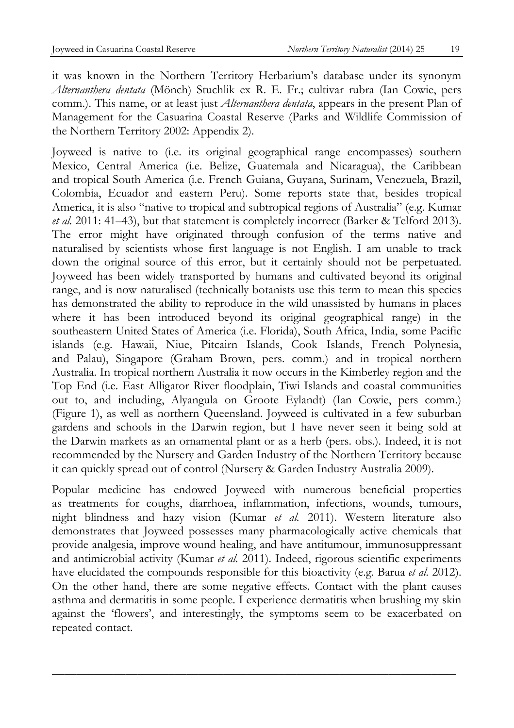it was known in the Northern Territory Herbarium's database under its synonym *Alternanthera dentata* (Mönch) Stuchlik ex R. E. Fr.; cultivar rubra (Ian Cowie, pers comm.). This name, or at least just *Alternanthera dentata*, appears in the present Plan of Management for the Casuarina Coastal Reserve (Parks and Wildlife Commission of the Northern Territory 2002: Appendix 2).

Joyweed is native to (i.e. its original geographical range encompasses) southern Mexico, Central America (i.e. Belize, Guatemala and Nicaragua), the Caribbean and tropical South America (i.e. French Guiana, Guyana, Surinam, Venezuela, Brazil, Colombia, Ecuador and eastern Peru). Some reports state that, besides tropical America, it is also "native to tropical and subtropical regions of Australia" (e.g. Kumar *et al.* 2011: 41–43), but that statement is completely incorrect (Barker & Telford 2013). The error might have originated through confusion of the terms native and naturalised by scientists whose first language is not English. I am unable to track down the original source of this error, but it certainly should not be perpetuated. Joyweed has been widely transported by humans and cultivated beyond its original range, and is now naturalised (technically botanists use this term to mean this species has demonstrated the ability to reproduce in the wild unassisted by humans in places where it has been introduced beyond its original geographical range) in the southeastern United States of America (i.e. Florida), South Africa, India, some Pacific islands (e.g. Hawaii, Niue, Pitcairn Islands, Cook Islands, French Polynesia, and Palau), Singapore (Graham Brown, pers. comm.) and in tropical northern Australia. In tropical northern Australia it now occurs in the Kimberley region and the Top End (i.e. East Alligator River floodplain, Tiwi Islands and coastal communities out to, and including, Alyangula on Groote Eylandt) (Ian Cowie, pers comm.) (Figure 1), as well as northern Queensland. Joyweed is cultivated in a few suburban gardens and schools in the Darwin region, but I have never seen it being sold at the Darwin markets as an ornamental plant or as a herb (pers. obs.). Indeed, it is not recommended by the Nursery and Garden Industry of the Northern Territory because it can quickly spread out of control (Nursery & Garden Industry Australia 2009).

Popular medicine has endowed Joyweed with numerous beneficial properties as treatments for coughs, diarrhoea, inflammation, infections, wounds, tumours, night blindness and hazy vision (Kumar *et al.* 2011). Western literature also demonstrates that Joyweed possesses many pharmacologically active chemicals that provide analgesia, improve wound healing, and have antitumour, immunosuppressant and antimicrobial activity (Kumar *et al.* 2011). Indeed, rigorous scientific experiments have elucidated the compounds responsible for this bioactivity (e.g. Barua *et al.* 2012). On the other hand, there are some negative effects. Contact with the plant causes asthma and dermatitis in some people. I experience dermatitis when brushing my skin against the 'flowers', and interestingly, the symptoms seem to be exacerbated on repeated contact.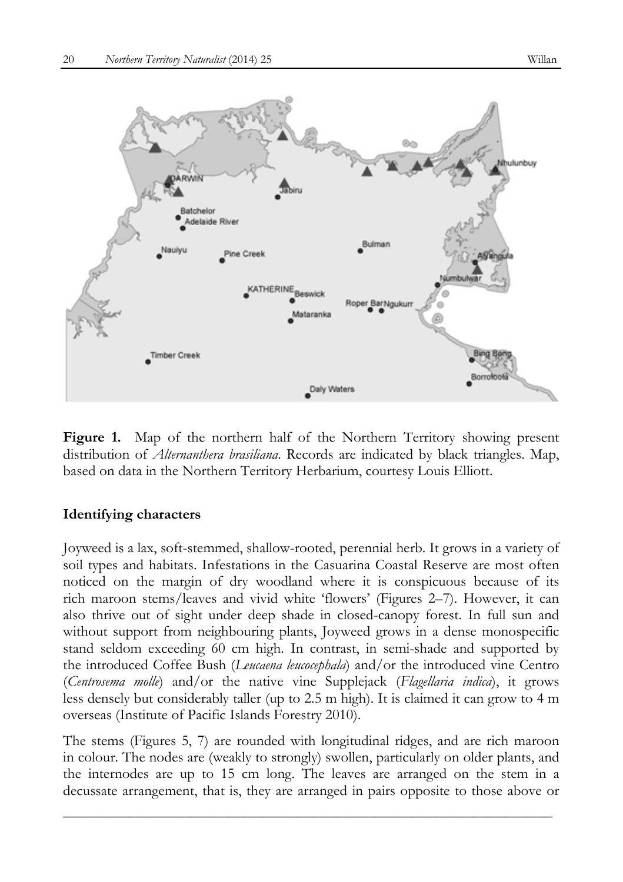**Figure 1.** Map of the northern half of the Northern Territory showing present distribution of *Alternanthera brasiliana*. Records are indicated by black triangles. Map, based on data in the Northern Territory Herbarium, courtesy Louis Elliott.

## Identifying characters

Joyweed is a lax, soft-stemmed, shallow-rooted, perennial herb. It grows in a variety of soil types and habitats. Infestations in the Casuarina Coastal Reserve are most often noticed on the margin of dry woodland where it is conspicuous because of its rich maroon stems/leaves and vivid white 'flowers' (Figures 2–7). However, it can also thrive out of sight under deep shade in closed-canopy forest. In full sun and without support from neighbouring plants, Joyweed grows in a dense monospecific stand seldom exceeding 60 cm high. In contrast, in semi-shade and supported by the introduced Coffee Bush (*Leucaena leucocephala*) and/or the introduced vine Centro (*Centrosema molle*) and/or the native vine Supplejack (*Flagellaria indica*), it grows less densely but considerably taller (up to 2.5 m high). It is claimed it can grow to 4 m overseas (Institute of Pacific Islands Forestry 2010).

The stems (Figures 5, 7) are rounded with longitudinal ridges, and are rich maroon in colour. The nodes are (weakly to strongly) swollen, particularly on older plants, and the internodes are up to 15 cm long. The leaves are arranged on the stem in a decussate arrangement, that is, they are arranged in pairs opposite to those above or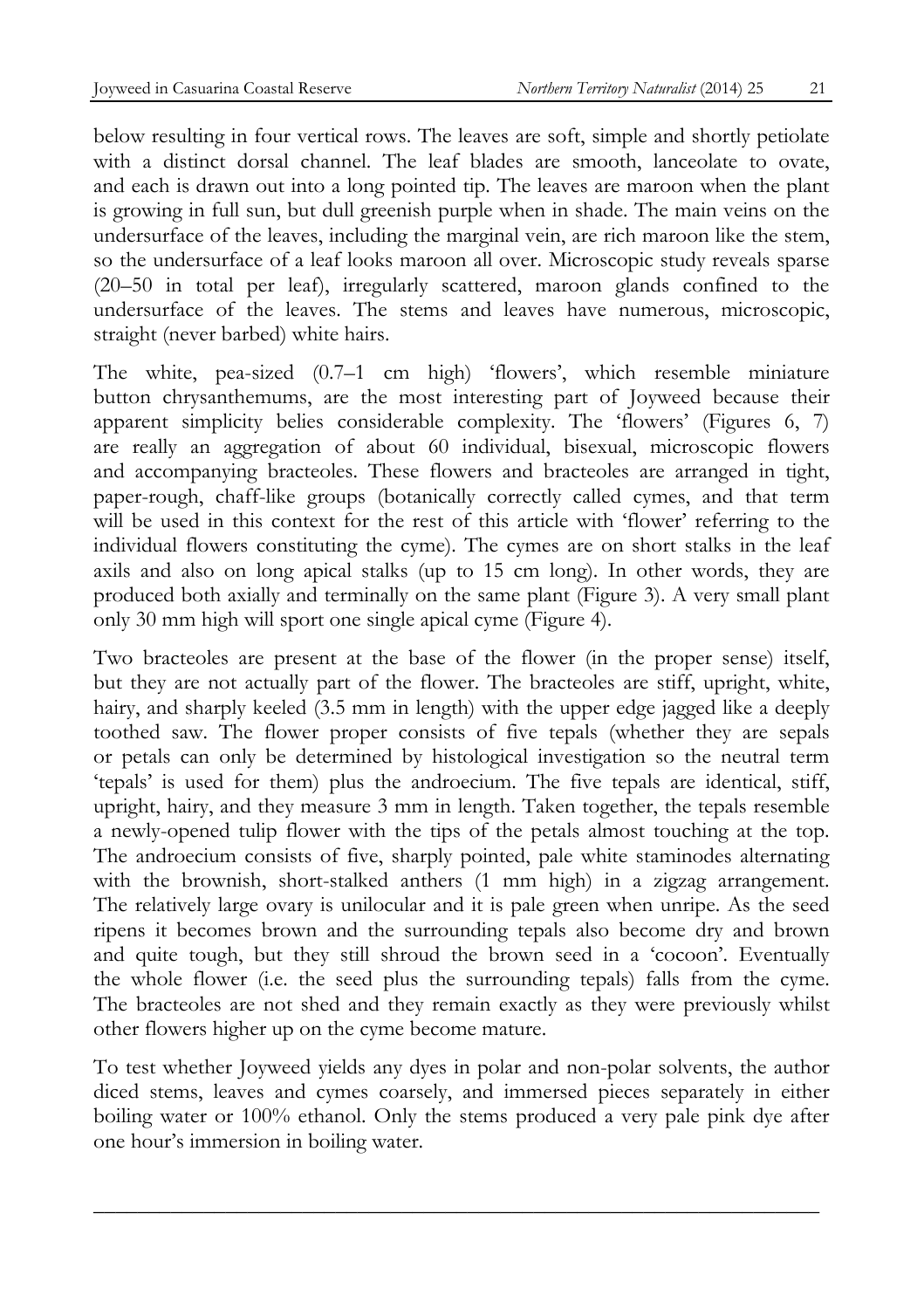below resulting in four vertical rows. The leaves are soft, simple and shortly petiolate with a distinct dorsal channel. The leaf blades are smooth, lanceolate to ovate, and each is drawn out into a long pointed tip. The leaves are maroon when the plant is growing in full sun, but dull greenish purple when in shade. The main veins on the undersurface of the leaves, including the marginal vein, are rich maroon like the stem, so the undersurface of a leaf looks maroon all over. Microscopic study reveals sparse (20–50 in total per leaf), irregularly scattered, maroon glands confined to the undersurface of the leaves. The stems and leaves have numerous, microscopic, straight (never barbed) white hairs.

The white, pea-sized (0.7–1 cm high) 'flowers', which resemble miniature button chrysanthemums, are the most interesting part of Joyweed because their apparent simplicity belies considerable complexity. The 'flowers' (Figures 6, 7) are really an aggregation of about 60 individual, bisexual, microscopic flowers and accompanying bracteoles. These flowers and bracteoles are arranged in tight, paper-rough, chaff-like groups (botanically correctly called cymes, and that term will be used in this context for the rest of this article with 'flower' referring to the individual flowers constituting the cyme). The cymes are on short stalks in the leaf axils and also on long apical stalks (up to 15 cm long). In other words, they are produced both axially and terminally on the same plant (Figure 3). A very small plant only 30 mm high will sport one single apical cyme (Figure 4).

Two bracteoles are present at the base of the flower (in the proper sense) itself, but they are not actually part of the flower. The bracteoles are stiff, upright, white, hairy, and sharply keeled (3.5 mm in length) with the upper edge jagged like a deeply toothed saw. The flower proper consists of five tepals (whether they are sepals or petals can only be determined by histological investigation so the neutral term 'tepals' is used for them) plus the androecium. The five tepals are identical, stiff, upright, hairy, and they measure 3 mm in length. Taken together, the tepals resemble a newly-opened tulip flower with the tips of the petals almost touching at the top. The androecium consists of five, sharply pointed, pale white staminodes alternating with the brownish, short-stalked anthers (1 mm high) in a zigzag arrangement. The relatively large ovary is unilocular and it is pale green when unripe. As the seed ripens it becomes brown and the surrounding tepals also become dry and brown and quite tough, but they still shroud the brown seed in a 'cocoon'. Eventually the whole flower (i.e. the seed plus the surrounding tepals) falls from the cyme. The bracteoles are not shed and they remain exactly as they were previously whilst other flowers higher up on the cyme become mature.

To test whether Joyweed yields any dyes in polar and non-polar solvents, the author diced stems, leaves and cymes coarsely, and immersed pieces separately in either boiling water or 100% ethanol. Only the stems produced a very pale pink dye after one hour's immersion in boiling water.

---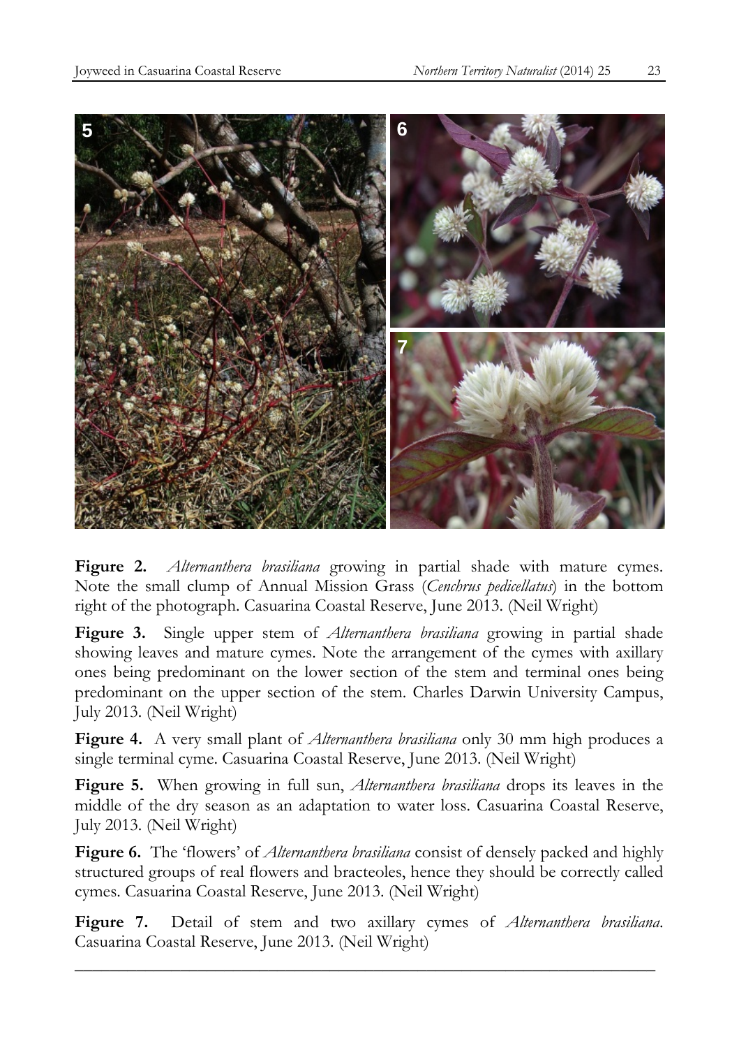**Figure 2.** *Alternanthera brasiliana* growing in partial shade with mature cymes. Note the small clump of Annual Mission Grass (*Cenchrus pedicellatus*) in the bottom right of the photograph. Casuarina Coastal Reserve, June 2013. (Neil Wright)

**Figure 3.** Single upper stem of *Alternanthera brasiliana* growing in partial shade showing leaves and mature cymes. Note the arrangement of the cymes with axillary ones being predominant on the lower section of the stem and terminal ones being predominant on the upper section of the stem. Charles Darwin University Campus, July 2013. (Neil Wright)

**Figure 4.** A very small plant of *Alternanthera brasiliana* only 30 mm high produces a single terminal cyme. Casuarina Coastal Reserve, June 2013. (Neil Wright)

**Figure 5.** When growing in full sun, *Alternanthera brasiliana* drops its leaves in the middle of the dry season as an adaptation to water loss. Casuarina Coastal Reserve, July 2013. (Neil Wright)

**Figure 6.** The 'flowers' of *Alternanthera brasiliana* consist of densely packed and highly structured groups of real flowers and bracteoles, hence they should be correctly called cymes. Casuarina Coastal Reserve, June 2013. (Neil Wright)

**Figure 7.** Detail of stem and two axillary cymes of *Alternanthera brasiliana*. Casuarina Coastal Reserve, June 2013. (Neil Wright)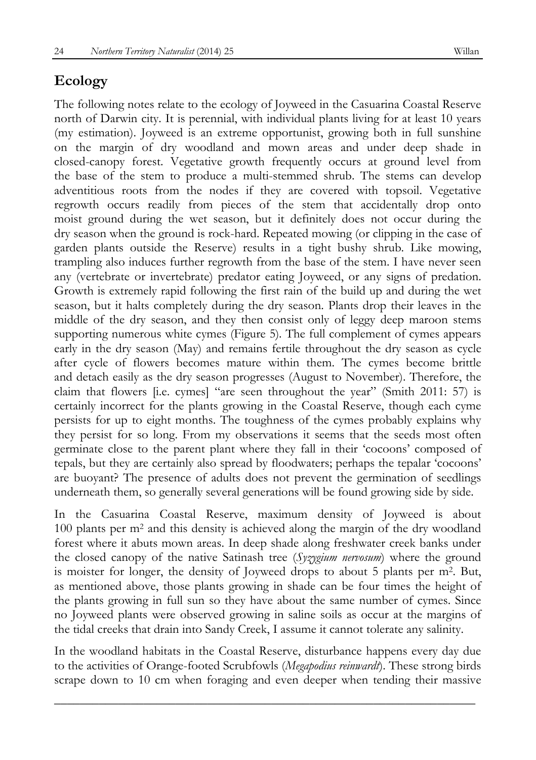## Ecology

The following notes relate to the ecology of Joyweed in the Casuarina Coastal Reserve north of Darwin city. It is perennial, with individual plants living for at least 10 years (my estimation). Joyweed is an extreme opportunist, growing both in full sunshine on the margin of dry woodland and mown areas and under deep shade in closed-canopy forest. Vegetative growth frequently occurs at ground level from the base of the stem to produce a multi-stemmed shrub. The stems can develop adventitious roots from the nodes if they are covered with topsoil. Vegetative regrowth occurs readily from pieces of the stem that accidentally drop onto moist ground during the wet season, but it definitely does not occur during the dry season when the ground is rock-hard. Repeated mowing (or clipping in the case of garden plants outside the Reserve) results in a tight bushy shrub. Like mowing, trampling also induces further regrowth from the base of the stem. I have never seen any (vertebrate or invertebrate) predator eating Joyweed, or any signs of predation. Growth is extremely rapid following the first rain of the build up and during the wet season, but it halts completely during the dry season. Plants drop their leaves in the middle of the dry season, and they then consist only of leggy deep maroon stems supporting numerous white cymes (Figure 5). The full complement of cymes appears early in the dry season (May) and remains fertile throughout the dry season as cycle after cycle of flowers becomes mature within them. The cymes become brittle and detach easily as the dry season progresses (August to November). Therefore, the claim that flowers [i.e. cymes] "are seen throughout the year" (Smith 2011: 57) is certainly incorrect for the plants growing in the Coastal Reserve, though each cyme persists for up to eight months. The toughness of the cymes probably explains why they persist for so long. From my observations it seems that the seeds most often germinate close to the parent plant where they fall in their 'cocoons' composed of tepals, but they are certainly also spread by floodwaters; perhaps the tepalar 'cocoons' are buoyant? The presence of adults does not prevent the germination of seedlings underneath them, so generally several generations will be found growing side by side.

In the Casuarina Coastal Reserve, maximum density of Joyweed is about 100 plants per m$^2$ and this density is achieved along the margin of the dry woodland forest where it abuts mown areas. In deep shade along freshwater creek banks under the closed canopy of the native Satinash tree (*Syzygium nervosum*) where the ground is moister for longer, the density of Joyweed drops to about 5 plants per m$^2$. But, as mentioned above, those plants growing in shade can be four times the height of the plants growing in full sun so they have about the same number of cymes. Since no Joyweed plants were observed growing in saline soils as occur at the margins of the tidal creeks that drain into Sandy Creek, I assume it cannot tolerate any salinity.

In the woodland habitats in the Coastal Reserve, disturbance happens every day due to the activities of Orange-footed Scrubfowls (*Megapodius reinwardt*). These strong birds scrape down to 10 cm when foraging and even deeper when tending their massive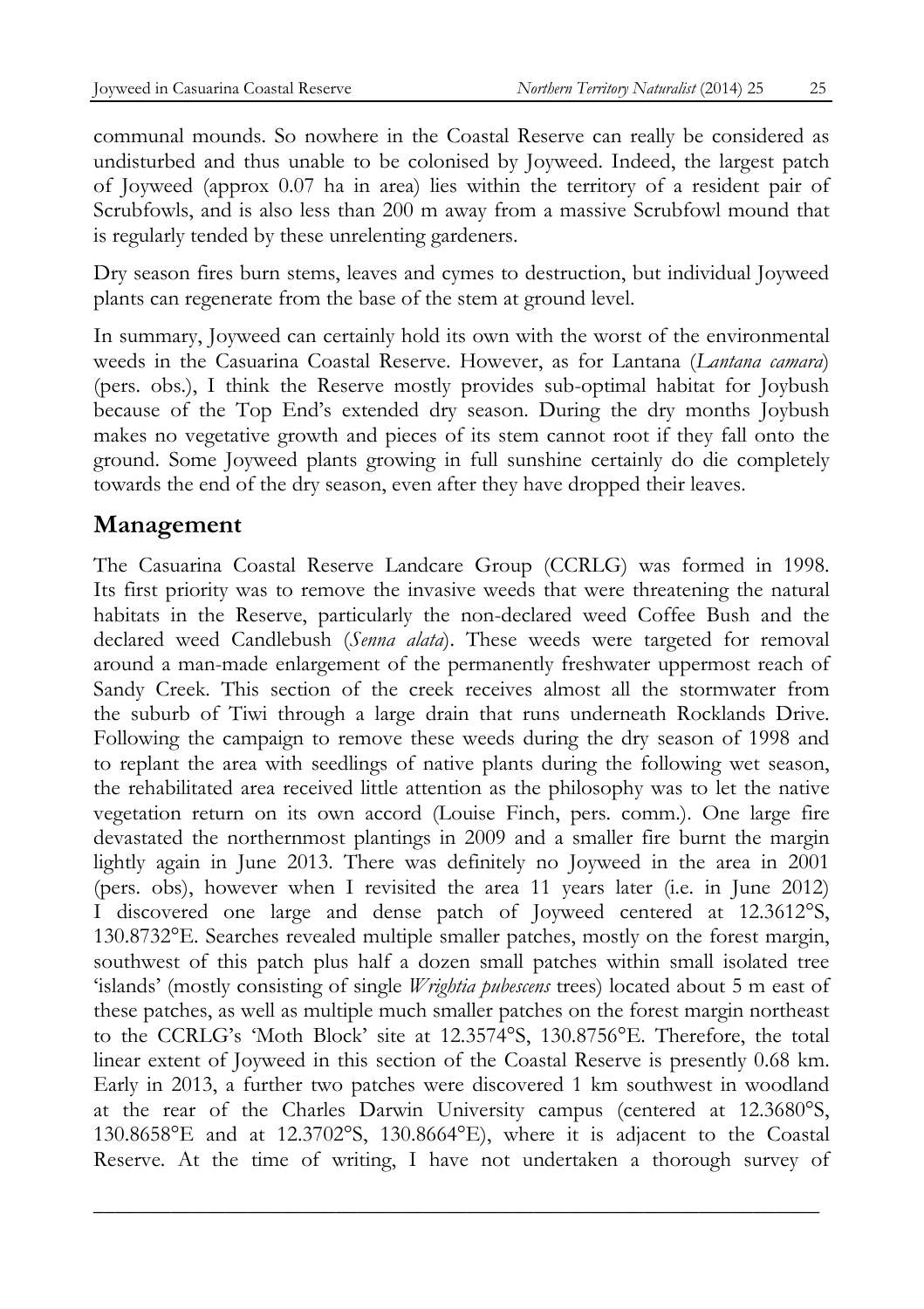communal mounds. So nowhere in the Coastal Reserve can really be considered as undisturbed and thus unable to be colonised by Joyweed. Indeed, the largest patch of Joyweed (approx 0.07 ha in area) lies within the territory of a resident pair of Scrubfowls, and is also less than 200 m away from a massive Scrubfowl mound that is regularly tended by these unrelenting gardeners.

Dry season fires burn stems, leaves and cymes to destruction, but individual Joyweed plants can regenerate from the base of the stem at ground level.

In summary, Joyweed can certainly hold its own with the worst of the environmental weeds in the Casuarina Coastal Reserve. However, as for Lantana (*Lantana camara*) (pers. obs.), I think the Reserve mostly provides sub-optimal habitat for Joybush because of the Top End's extended dry season. During the dry months Joybush makes no vegetative growth and pieces of its stem cannot root if they fall onto the ground. Some Joyweed plants growing in full sunshine certainly do die completely towards the end of the dry season, even after they have dropped their leaves.

## Management

The Casuarina Coastal Reserve Landcare Group (CCRLG) was formed in 1998. Its first priority was to remove the invasive weeds that were threatening the natural habitats in the Reserve, particularly the non-declared weed Coffee Bush and the declared weed Candlebush (*Senna alata*). These weeds were targeted for removal around a man-made enlargement of the permanently freshwater uppermost reach of Sandy Creek. This section of the creek receives almost all the stormwater from the suburb of Tiwi through a large drain that runs underneath Rocklands Drive. Following the campaign to remove these weeds during the dry season of 1998 and to replant the area with seedlings of native plants during the following wet season, the rehabilitated area received little attention as the philosophy was to let the native vegetation return on its own accord (Louise Finch, pers. comm.). One large fire devastated the northernmost plantings in 2009 and a smaller fire burnt the margin lightly again in June 2013. There was definitely no Joyweed in the area in 2001 (pers. obs), however when I revisited the area 11 years later (i.e. in June 2012) I discovered one large and dense patch of Joyweed centered at 12.3612°S, 130.8732°E. Searches revealed multiple smaller patches, mostly on the forest margin, southwest of this patch plus half a dozen small patches within small isolated tree 'islands' (mostly consisting of single *Wrightia pubescens* trees) located about 5 m east of these patches, as well as multiple much smaller patches on the forest margin northeast to the CCRLG's 'Moth Block' site at 12.3574°S, 130.8756°E. Therefore, the total linear extent of Joyweed in this section of the Coastal Reserve is presently 0.68 km. Early in 2013, a further two patches were discovered 1 km southwest in woodland at the rear of the Charles Darwin University campus (centered at 12.3680°S, 130.8658°E and at 12.3702°S, 130.8664°E), where it is adjacent to the Coastal Reserve. At the time of writing, I have not undertaken a thorough survey of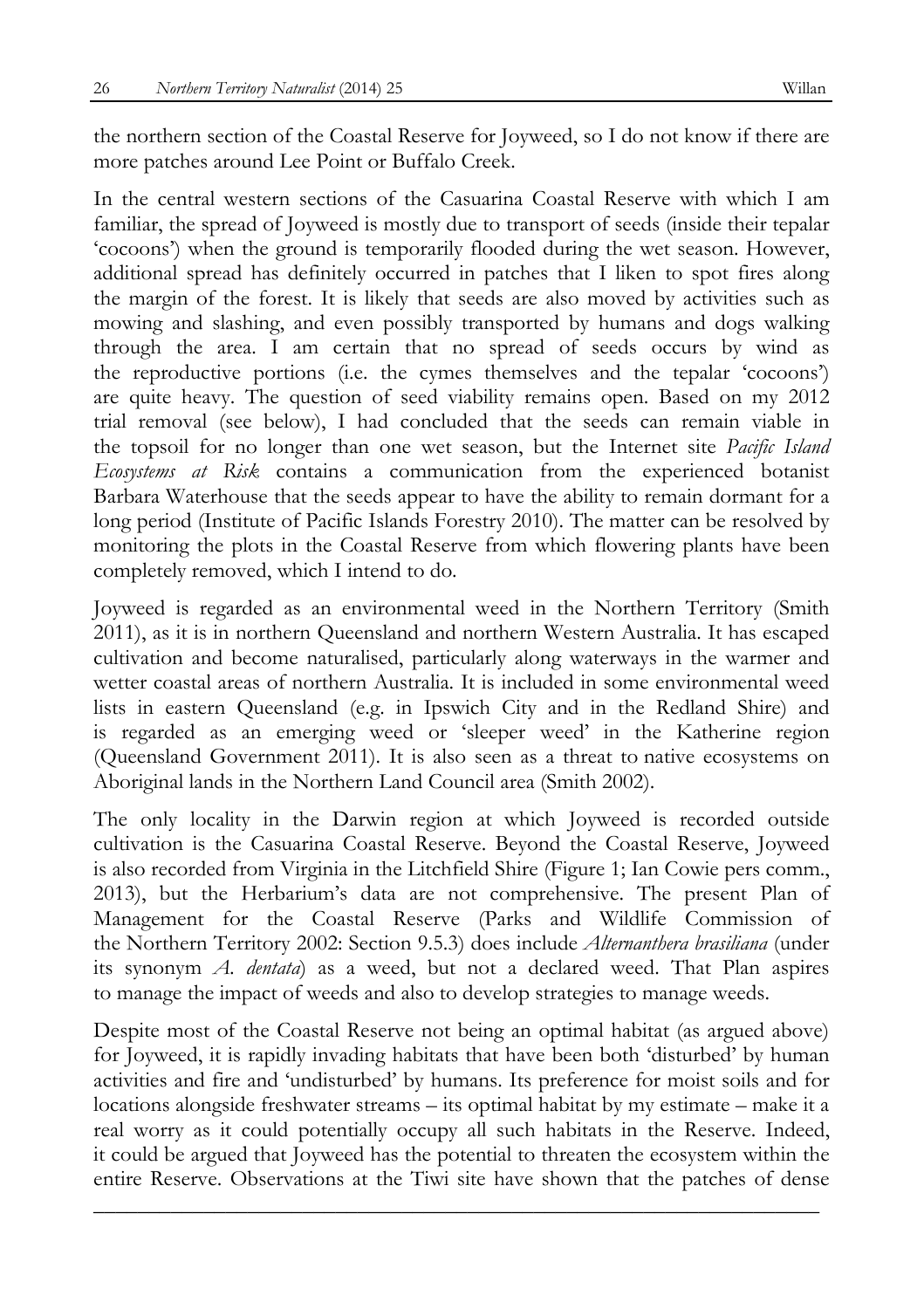the northern section of the Coastal Reserve for Joyweed, so I do not know if there are more patches around Lee Point or Buffalo Creek.

In the central western sections of the Casuarina Coastal Reserve with which I am familiar, the spread of Joyweed is mostly due to transport of seeds (inside their tepalar 'cocoons') when the ground is temporarily flooded during the wet season. However, additional spread has definitely occurred in patches that I liken to spot fires along the margin of the forest. It is likely that seeds are also moved by activities such as mowing and slashing, and even possibly transported by humans and dogs walking through the area. I am certain that no spread of seeds occurs by wind as the reproductive portions (i.e. the cymes themselves and the tepalar 'cocoons') are quite heavy. The question of seed viability remains open. Based on my 2012 trial removal (see below), I had concluded that the seeds can remain viable in the topsoil for no longer than one wet season, but the Internet site *Pacific Island Ecosystems at Risk* contains a communication from the experienced botanist Barbara Waterhouse that the seeds appear to have the ability to remain dormant for a long period (Institute of Pacific Islands Forestry 2010). The matter can be resolved by monitoring the plots in the Coastal Reserve from which flowering plants have been completely removed, which I intend to do.

Joyweed is regarded as an environmental weed in the Northern Territory (Smith 2011), as it is in northern Queensland and northern Western Australia. It has escaped cultivation and become naturalised, particularly along waterways in the warmer and wetter coastal areas of northern Australia. It is included in some environmental weed lists in eastern Queensland (e.g. in Ipswich City and in the Redland Shire) and is regarded as an emerging weed or 'sleeper weed' in the Katherine region (Queensland Government 2011). It is also seen as a threat to native ecosystems on Aboriginal lands in the Northern Land Council area (Smith 2002).

The only locality in the Darwin region at which Joyweed is recorded outside cultivation is the Casuarina Coastal Reserve. Beyond the Coastal Reserve, Joyweed is also recorded from Virginia in the Litchfield Shire (Figure 1; Ian Cowie pers comm., 2013), but the Herbarium's data are not comprehensive. The present Plan of Management for the Coastal Reserve (Parks and Wildlife Commission of the Northern Territory 2002: Section 9.5.3) does include *Alternanthera brasiliana* (under its synonym *A. dentata*) as a weed, but not a declared weed. That Plan aspires to manage the impact of weeds and also to develop strategies to manage weeds.

Despite most of the Coastal Reserve not being an optimal habitat (as argued above) for Joyweed, it is rapidly invading habitats that have been both 'disturbed' by human activities and fire and 'undisturbed' by humans. Its preference for moist soils and for locations alongside freshwater streams – its optimal habitat by my estimate – make it a real worry as it could potentially occupy all such habitats in the Reserve. Indeed, it could be argued that Joyweed has the potential to threaten the ecosystem within the entire Reserve. Observations at the Tiwi site have shown that the patches of dense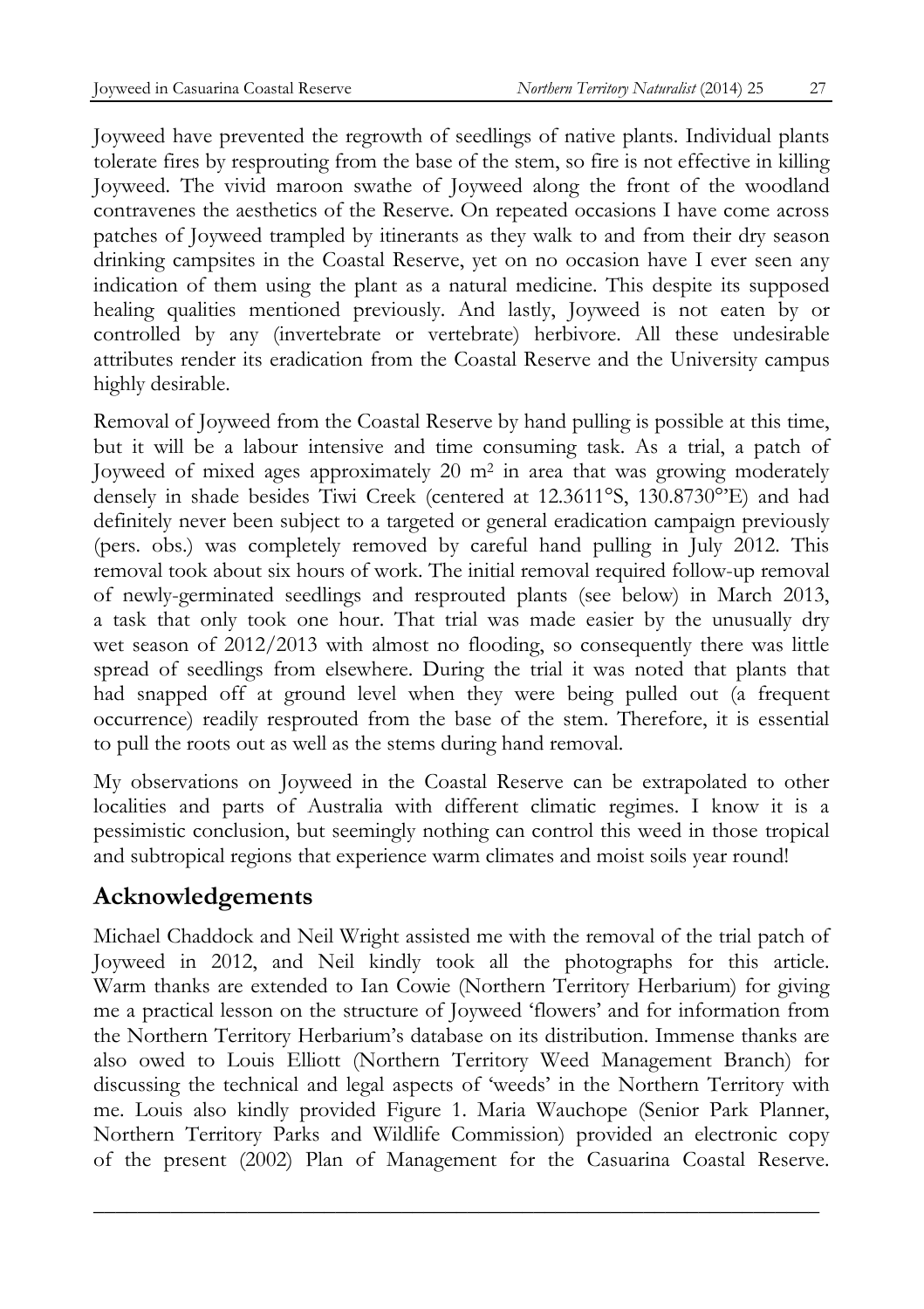Joyweed have prevented the regrowth of seedlings of native plants. Individual plants tolerate fires by resprouting from the base of the stem, so fire is not effective in killing Joyweed. The vivid maroon swathe of Joyweed along the front of the woodland contravenes the aesthetics of the Reserve. On repeated occasions I have come across patches of Joyweed trampled by itinerants as they walk to and from their dry season drinking campsites in the Coastal Reserve, yet on no occasion have I ever seen any indication of them using the plant as a natural medicine. This despite its supposed healing qualities mentioned previously. And lastly, Joyweed is not eaten by or controlled by any (invertebrate or vertebrate) herbivore. All these undesirable attributes render its eradication from the Coastal Reserve and the University campus highly desirable.

Removal of Joyweed from the Coastal Reserve by hand pulling is possible at this time, but it will be a labour intensive and time consuming task. As a trial, a patch of Joyweed of mixed ages approximately 20 $m^2$ in area that was growing moderately densely in shade besides Tiwi Creek (centered at 12.3611°S, 130.8730°'E) and had definitely never been subject to a targeted or general eradication campaign previously (pers. obs.) was completely removed by careful hand pulling in July 2012. This removal took about six hours of work. The initial removal required follow-up removal of newly-germinated seedlings and resprouted plants (see below) in March 2013, a task that only took one hour. That trial was made easier by the unusually dry wet season of 2012/2013 with almost no flooding, so consequently there was little spread of seedlings from elsewhere. During the trial it was noted that plants that had snapped off at ground level when they were being pulled out (a frequent occurrence) readily resprouted from the base of the stem. Therefore, it is essential to pull the roots out as well as the stems during hand removal.

My observations on Joyweed in the Coastal Reserve can be extrapolated to other localities and parts of Australia with different climatic regimes. I know it is a pessimistic conclusion, but seemingly nothing can control this weed in those tropical and subtropical regions that experience warm climates and moist soils year round!

## Acknowledgements

Michael Chaddock and Neil Wright assisted me with the removal of the trial patch of Joyweed in 2012, and Neil kindly took all the photographs for this article. Warm thanks are extended to Ian Cowie (Northern Territory Herbarium) for giving me a practical lesson on the structure of Joyweed 'flowers' and for information from the Northern Territory Herbarium's database on its distribution. Immense thanks are also owed to Louis Elliott (Northern Territory Weed Management Branch) for discussing the technical and legal aspects of 'weeds' in the Northern Territory with me. Louis also kindly provided Figure 1. Maria Wauchope (Senior Park Planner, Northern Territory Parks and Wildlife Commission) provided an electronic copy of the present (2002) Plan of Management for the Casuarina Coastal Reserve.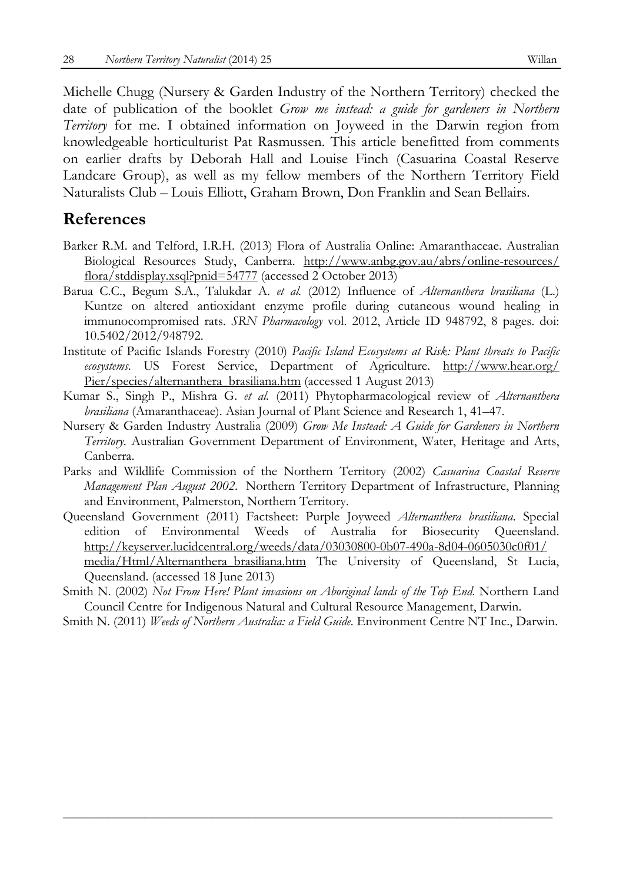Michelle Chugg (Nursery & Garden Industry of the Northern Territory) checked the date of publication of the booklet *Grow me instead: a guide for gardeners in Northern Territory* for me. I obtained information on Joyweed in the Darwin region from knowledgeable horticulturist Pat Rasmussen. This article benefitted from comments on earlier drafts by Deborah Hall and Louise Finch (Casuarina Coastal Reserve Landcare Group), as well as my fellow members of the Northern Territory Field Naturalists Club – Louis Elliott, Graham Brown, Don Franklin and Sean Bellairs.

## References

Barker R.M. and Telford, I.R.H. (2013) Flora of Australia Online: Amaranthaceae. Australian Biological Resources Study, Canberra. http://www.anbg.gov.au/abrs/online-resources/flora/stddisplay.xsql?pnid=54777 (accessed 2 October 2013)

Barua C.C., Begum S.A., Talukdar A. *et al.* (2012) Influence of *Alternanthera brasiliana* (L.) Kuntze on altered antioxidant enzyme profile during cutaneous wound healing in immunocompromised rats. *SRN Pharmacology* vol. 2012, Article ID 948792, 8 pages. doi: 10.5402/2012/948792.

Institute of Pacific Islands Forestry (2010) *Pacific Island Ecosystems at Risk: Plant threats to Pacific ecosystems.* US Forest Service, Department of Agriculture. http://www.hear.org/Pier/species/alternanthera_brasiliana.htm (accessed 1 August 2013)

Kumar S., Singh P., Mishra G. *et al.* (2011) Phytopharmacological review of *Alternanthera brasiliana* (Amaranthaceae). Asian Journal of Plant Science and Research 1, 41–47.

Nursery & Garden Industry Australia (2009) *Grow Me Instead: A Guide for Gardeners in Northern Territory.* Australian Government Department of Environment, Water, Heritage and Arts, Canberra.

Parks and Wildlife Commission of the Northern Territory (2002) *Casuarina Coastal Reserve Management Plan August 2002*. Northern Territory Department of Infrastructure, Planning and Environment, Palmerston, Northern Territory.

Queensland Government (2011) Factsheet: Purple Joyweed *Alternanthera brasiliana*. Special edition of Environmental Weeds of Australia for Biosecurity Queensland. http://keyserver.lucidcentral.org/weeds/data/03030800-0b07-490a-8d04-0605030c0f01/media/Html/Alternanthera_brasiliana.htm The University of Queensland, St Lucia, Queensland. (accessed 18 June 2013)

Smith N. (2002) *Not From Here! Plant invasions on Aboriginal lands of the Top End.* Northern Land Council Centre for Indigenous Natural and Cultural Resource Management, Darwin.

Smith N. (2011) *Weeds of Northern Australia: a Field Guide.* Environment Centre NT Inc., Darwin.